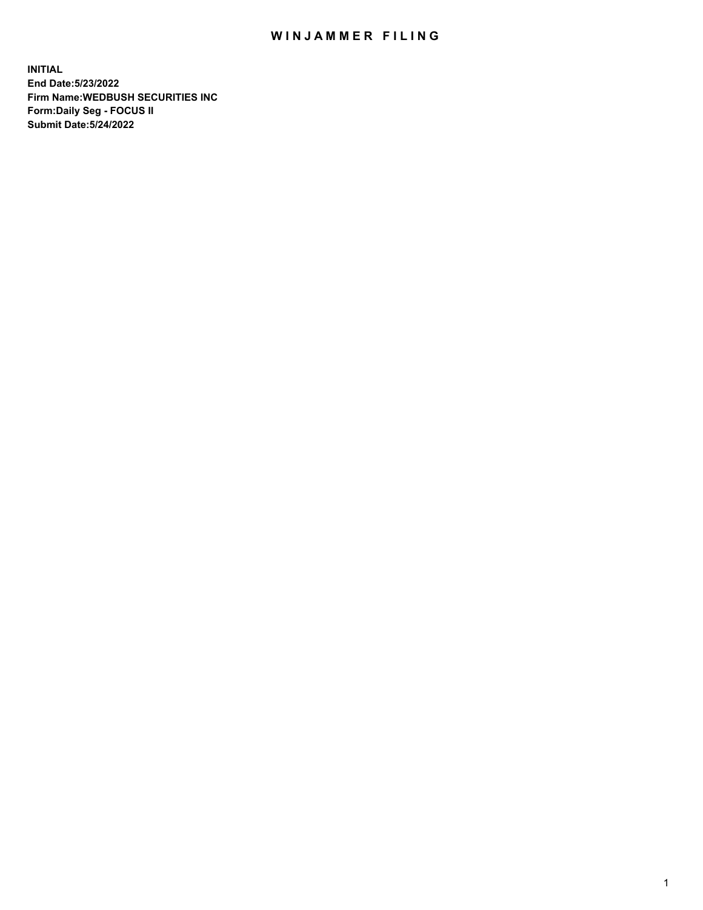# WINJAMMER FILING

**INITIAL**
**End Date:5/23/2022**
**Firm Name:WEDBUSH SECURITIES INC**
**Form:Daily Seg - FOCUS II**
**Submit Date:5/24/2022**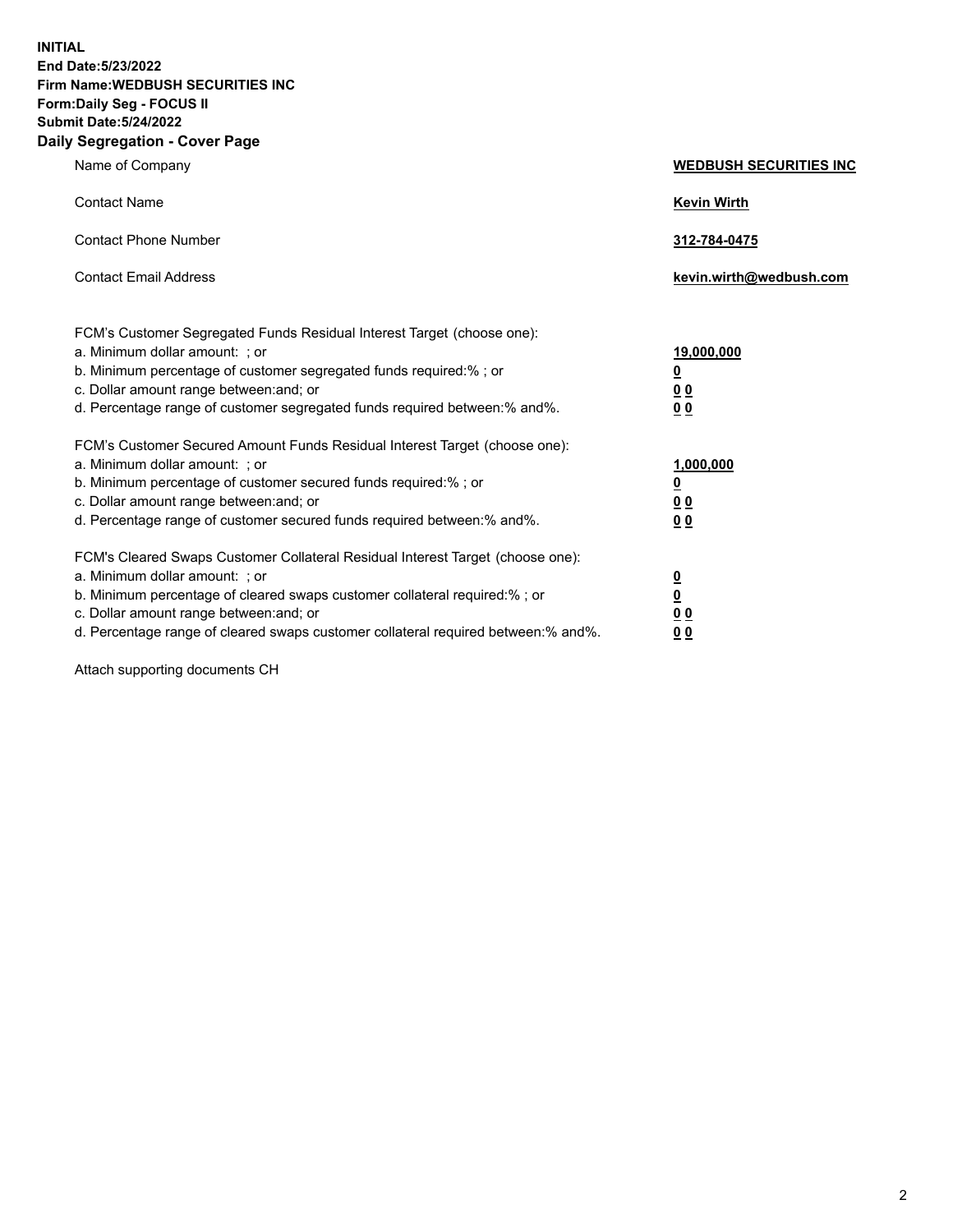**INITIAL**
**End Date:5/23/2022**
**Firm Name:WEDBUSH SECURITIES INC**
**Form:Daily Seg - FOCUS II**
**Submit Date:5/24/2022**

## Daily Segregation - Cover Page

| | |
|---|---|
| Name of Company | **WEDBUSH SECURITIES INC** |
| Contact Name | **Kevin Wirth** |
| Contact Phone Number | **312-784-0475** |
| Contact Email Address | **kevin.wirth@wedbush.com** |

FCM's Customer Segregated Funds Residual Interest Target (choose one):

| | |
|---|---|
| a. Minimum dollar amount: ; or | **19,000,000** |
| b. Minimum percentage of customer segregated funds required:% ; or | **0** |
| c. Dollar amount range between:and; or | **0 0** |
| d. Percentage range of customer segregated funds required between:% and%. | **0 0** |

FCM's Customer Secured Amount Funds Residual Interest Target (choose one):

| | |
|---|---|
| a. Minimum dollar amount: ; or | **1,000,000** |
| b. Minimum percentage of customer secured funds required:% ; or | **0** |
| c. Dollar amount range between:and; or | **0 0** |
| d. Percentage range of customer secured funds required between:% and%. | **0 0** |

FCM's Cleared Swaps Customer Collateral Residual Interest Target (choose one):

| | |
|---|---|
| a. Minimum dollar amount: ; or | **0** |
| b. Minimum percentage of cleared swaps customer collateral required:% ; or | **0** |
| c. Dollar amount range between:and; or | **0 0** |
| d. Percentage range of cleared swaps customer collateral required between:% and%. | **0 0** |

Attach supporting documents CH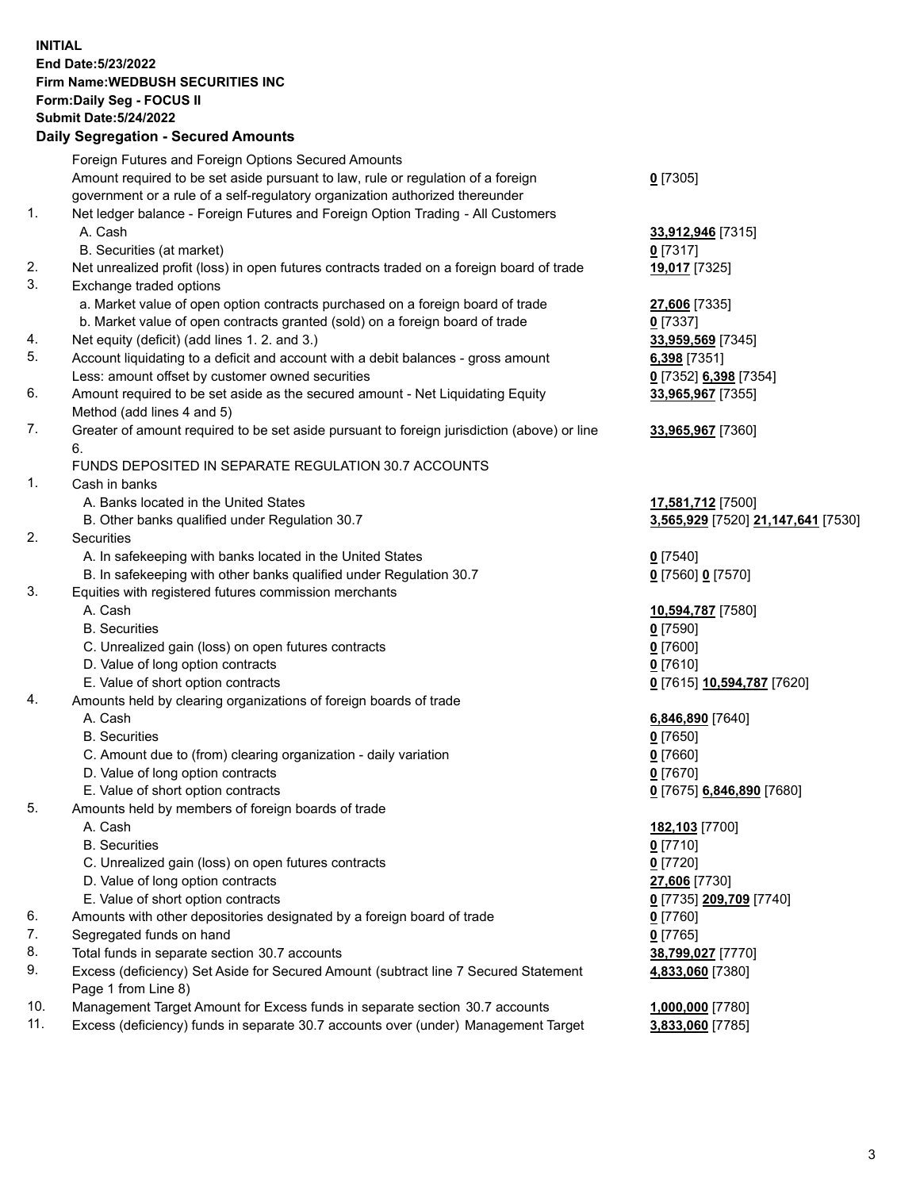**INITIAL**
**End Date:5/23/2022**
**Firm Name:WEDBUSH SECURITIES INC**
**Form:Daily Seg - FOCUS II**
**Submit Date:5/24/2022**

## Daily Segregation - Secured Amounts

| | | |
|---|---|---|
| | Foreign Futures and Foreign Options Secured Amounts | |
| | Amount required to be set aside pursuant to law, rule or regulation of a foreign government or a rule of a self-regulatory organization authorized thereunder | **0** [7305] |
| 1. | Net ledger balance - Foreign Futures and Foreign Option Trading - All Customers | |
| | A. Cash | **33,912,946** [7315] |
| | B. Securities (at market) | **0** [7317] |
| 2. | Net unrealized profit (loss) in open futures contracts traded on a foreign board of trade | **19,017** [7325] |
| 3. | Exchange traded options | |
| | a. Market value of open option contracts purchased on a foreign board of trade | **27,606** [7335] |
| | b. Market value of open contracts granted (sold) on a foreign board of trade | **0** [7337] |
| 4. | Net equity (deficit) (add lines 1. 2. and 3.) | **33,959,569** [7345] |
| 5. | Account liquidating to a deficit and account with a debit balances - gross amount | **6,398** [7351] |
| | Less: amount offset by customer owned securities | **0** [7352] **6,398** [7354] |
| 6. | Amount required to be set aside as the secured amount - Net Liquidating Equity Method (add lines 4 and 5) | **33,965,967** [7355] |
| 7. | Greater of amount required to be set aside pursuant to foreign jurisdiction (above) or line 6. | **33,965,967** [7360] |
| | FUNDS DEPOSITED IN SEPARATE REGULATION 30.7 ACCOUNTS | |
| 1. | Cash in banks | |
| | A. Banks located in the United States | **17,581,712** [7500] |
| | B. Other banks qualified under Regulation 30.7 | **3,565,929** [7520] **21,147,641** [7530] |
| 2. | Securities | |
| | A. In safekeeping with banks located in the United States | **0** [7540] |
| | B. In safekeeping with other banks qualified under Regulation 30.7 | **0** [7560] **0** [7570] |
| 3. | Equities with registered futures commission merchants | |
| | A. Cash | **10,594,787** [7580] |
| | B. Securities | **0** [7590] |
| | C. Unrealized gain (loss) on open futures contracts | **0** [7600] |
| | D. Value of long option contracts | **0** [7610] |
| | E. Value of short option contracts | **0** [7615] **10,594,787** [7620] |
| 4. | Amounts held by clearing organizations of foreign boards of trade | |
| | A. Cash | **6,846,890** [7640] |
| | B. Securities | **0** [7650] |
| | C. Amount due to (from) clearing organization - daily variation | **0** [7660] |
| | D. Value of long option contracts | **0** [7670] |
| | E. Value of short option contracts | **0** [7675] **6,846,890** [7680] |
| 5. | Amounts held by members of foreign boards of trade | |
| | A. Cash | **182,103** [7700] |
| | B. Securities | **0** [7710] |
| | C. Unrealized gain (loss) on open futures contracts | **0** [7720] |
| | D. Value of long option contracts | **27,606** [7730] |
| | E. Value of short option contracts | **0** [7735] **209,709** [7740] |
| 6. | Amounts with other depositories designated by a foreign board of trade | **0** [7760] |
| 7. | Segregated funds on hand | **0** [7765] |
| 8. | Total funds in separate section 30.7 accounts | **38,799,027** [7770] |
| 9. | Excess (deficiency) Set Aside for Secured Amount (subtract line 7 Secured Statement Page 1 from Line 8) | **4,833,060** [7380] |
| 10. | Management Target Amount for Excess funds in separate section 30.7 accounts | **1,000,000** [7780] |
| 11. | Excess (deficiency) funds in separate 30.7 accounts over (under) Management Target | **3,833,060** [7785] |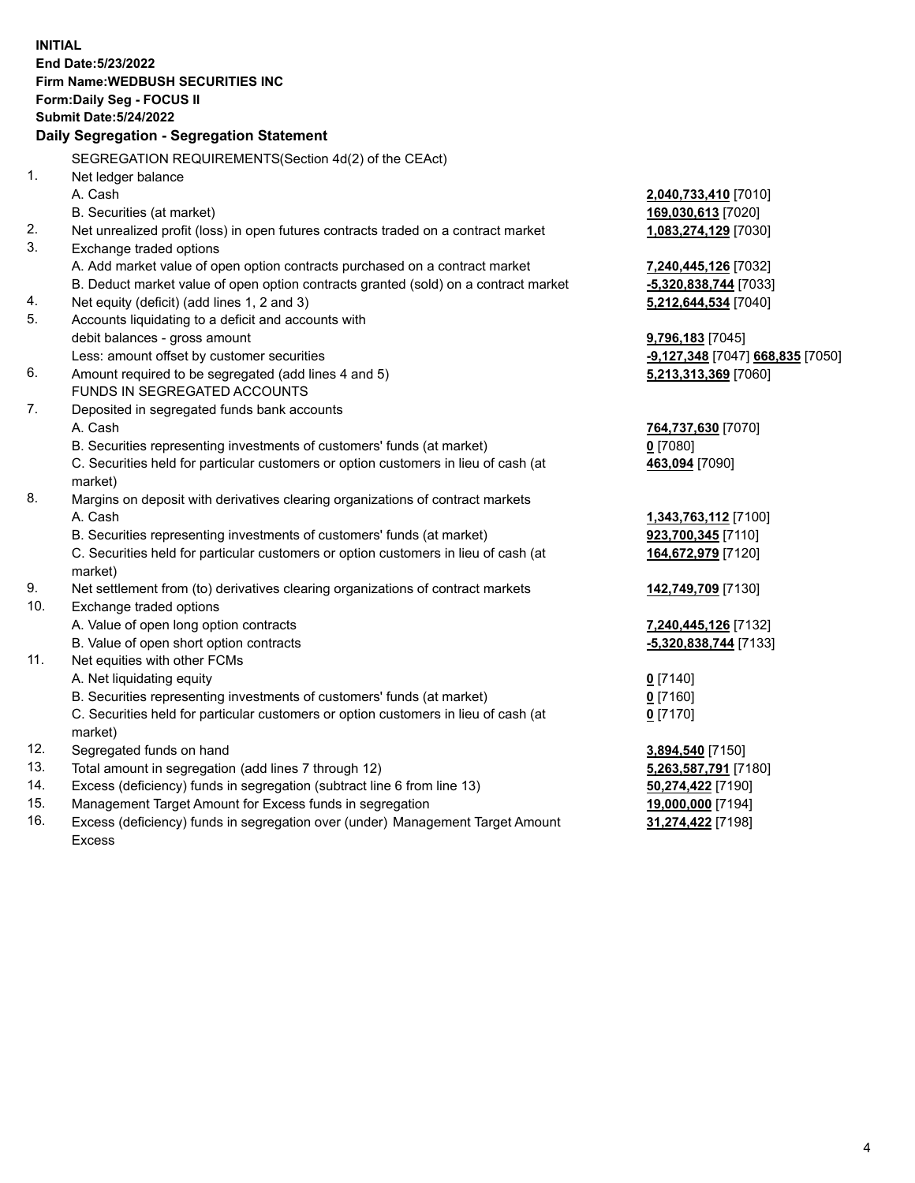**INITIAL**
**End Date:5/23/2022**
**Firm Name:WEDBUSH SECURITIES INC**
**Form:Daily Seg - FOCUS II**
**Submit Date:5/24/2022**

## Daily Segregation - Segregation Statement

| | | |
|---|---|---|
| | SEGREGATION REQUIREMENTS(Section 4d(2) of the CEAct) | |
| 1. | Net ledger balance | |
| | A. Cash | **2,040,733,410** [7010] |
| | B. Securities (at market) | **169,030,613** [7020] |
| 2. | Net unrealized profit (loss) in open futures contracts traded on a contract market | **1,083,274,129** [7030] |
| 3. | Exchange traded options | |
| | A. Add market value of open option contracts purchased on a contract market | **7,240,445,126** [7032] |
| | B. Deduct market value of open option contracts granted (sold) on a contract market | **-5,320,838,744** [7033] |
| 4. | Net equity (deficit) (add lines 1, 2 and 3) | **5,212,644,534** [7040] |
| 5. | Accounts liquidating to a deficit and accounts with debit balances - gross amount | **9,796,183** [7045] |
| | Less: amount offset by customer securities | **-9,127,348** [7047] **668,835** [7050] |
| 6. | Amount required to be segregated (add lines 4 and 5) | **5,213,313,369** [7060] |
| | FUNDS IN SEGREGATED ACCOUNTS | |
| 7. | Deposited in segregated funds bank accounts | |
| | A. Cash | **764,737,630** [7070] |
| | B. Securities representing investments of customers' funds (at market) | **0** [7080] |
| | C. Securities held for particular customers or option customers in lieu of cash (at market) | **463,094** [7090] |
| 8. | Margins on deposit with derivatives clearing organizations of contract markets | |
| | A. Cash | **1,343,763,112** [7100] |
| | B. Securities representing investments of customers' funds (at market) | **923,700,345** [7110] |
| | C. Securities held for particular customers or option customers in lieu of cash (at market) | **164,672,979** [7120] |
| 9. | Net settlement from (to) derivatives clearing organizations of contract markets | **142,749,709** [7130] |
| 10. | Exchange traded options | |
| | A. Value of open long option contracts | **7,240,445,126** [7132] |
| | B. Value of open short option contracts | **-5,320,838,744** [7133] |
| 11. | Net equities with other FCMs | |
| | A. Net liquidating equity | **0** [7140] |
| | B. Securities representing investments of customers' funds (at market) | **0** [7160] |
| | C. Securities held for particular customers or option customers in lieu of cash (at market) | **0** [7170] |
| 12. | Segregated funds on hand | **3,894,540** [7150] |
| 13. | Total amount in segregation (add lines 7 through 12) | **5,263,587,791** [7180] |
| 14. | Excess (deficiency) funds in segregation (subtract line 6 from line 13) | **50,274,422** [7190] |
| 15. | Management Target Amount for Excess funds in segregation | **19,000,000** [7194] |
| 16. | Excess (deficiency) funds in segregation over (under) Management Target Amount Excess | **31,274,422** [7198] |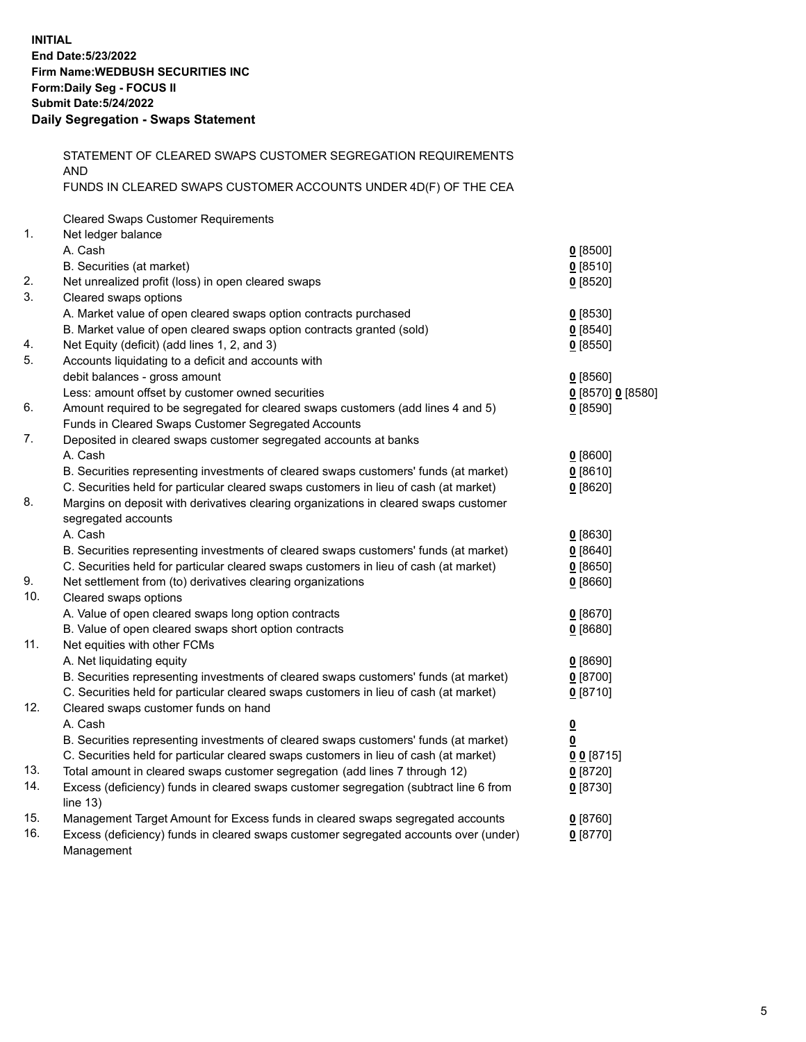**INITIAL**
**End Date:5/23/2022**
**Firm Name:WEDBUSH SECURITIES INC**
**Form:Daily Seg - FOCUS II**
**Submit Date:5/24/2022**
**Daily Segregation - Swaps Statement**

STATEMENT OF CLEARED SWAPS CUSTOMER SEGREGATION REQUIREMENTS AND FUNDS IN CLEARED SWAPS CUSTOMER ACCOUNTS UNDER 4D(F) OF THE CEA

| | | |
|---|---|---|
| | Cleared Swaps Customer Requirements | |
| 1. | Net ledger balance | |
| | A. Cash | 0 [8500] |
| | B. Securities (at market) | 0 [8510] |
| 2. | Net unrealized profit (loss) in open cleared swaps | 0 [8520] |
| 3. | Cleared swaps options | |
| | A. Market value of open cleared swaps option contracts purchased | 0 [8530] |
| | B. Market value of open cleared swaps option contracts granted (sold) | 0 [8540] |
| 4. | Net Equity (deficit) (add lines 1, 2, and 3) | 0 [8550] |
| 5. | Accounts liquidating to a deficit and accounts with | |
| | debit balances - gross amount | 0 [8560] |
| | Less: amount offset by customer owned securities | 0 [8570] 0 [8580] |
| 6. | Amount required to be segregated for cleared swaps customers (add lines 4 and 5) | 0 [8590] |
| | Funds in Cleared Swaps Customer Segregated Accounts | |
| 7. | Deposited in cleared swaps customer segregated accounts at banks | |
| | A. Cash | 0 [8600] |
| | B. Securities representing investments of cleared swaps customers' funds (at market) | 0 [8610] |
| | C. Securities held for particular cleared swaps customers in lieu of cash (at market) | 0 [8620] |
| 8. | Margins on deposit with derivatives clearing organizations in cleared swaps customer segregated accounts | |
| | A. Cash | 0 [8630] |
| | B. Securities representing investments of cleared swaps customers' funds (at market) | 0 [8640] |
| | C. Securities held for particular cleared swaps customers in lieu of cash (at market) | 0 [8650] |
| 9. | Net settlement from (to) derivatives clearing organizations | 0 [8660] |
| 10. | Cleared swaps options | |
| | A. Value of open cleared swaps long option contracts | 0 [8670] |
| | B. Value of open cleared swaps short option contracts | 0 [8680] |
| 11. | Net equities with other FCMs | |
| | A. Net liquidating equity | 0 [8690] |
| | B. Securities representing investments of cleared swaps customers' funds (at market) | 0 [8700] |
| | C. Securities held for particular cleared swaps customers in lieu of cash (at market) | 0 [8710] |
| 12. | Cleared swaps customer funds on hand | |
| | A. Cash | 0 |
| | B. Securities representing investments of cleared swaps customers' funds (at market) | 0 |
| | C. Securities held for particular cleared swaps customers in lieu of cash (at market) | 0 0 [8715] |
| 13. | Total amount in cleared swaps customer segregation (add lines 7 through 12) | 0 [8720] |
| 14. | Excess (deficiency) funds in cleared swaps customer segregation (subtract line 6 from line 13) | 0 [8730] |
| 15. | Management Target Amount for Excess funds in cleared swaps segregated accounts | 0 [8760] |
| 16. | Excess (deficiency) funds in cleared swaps customer segregated accounts over (under) Management | 0 [8770] |